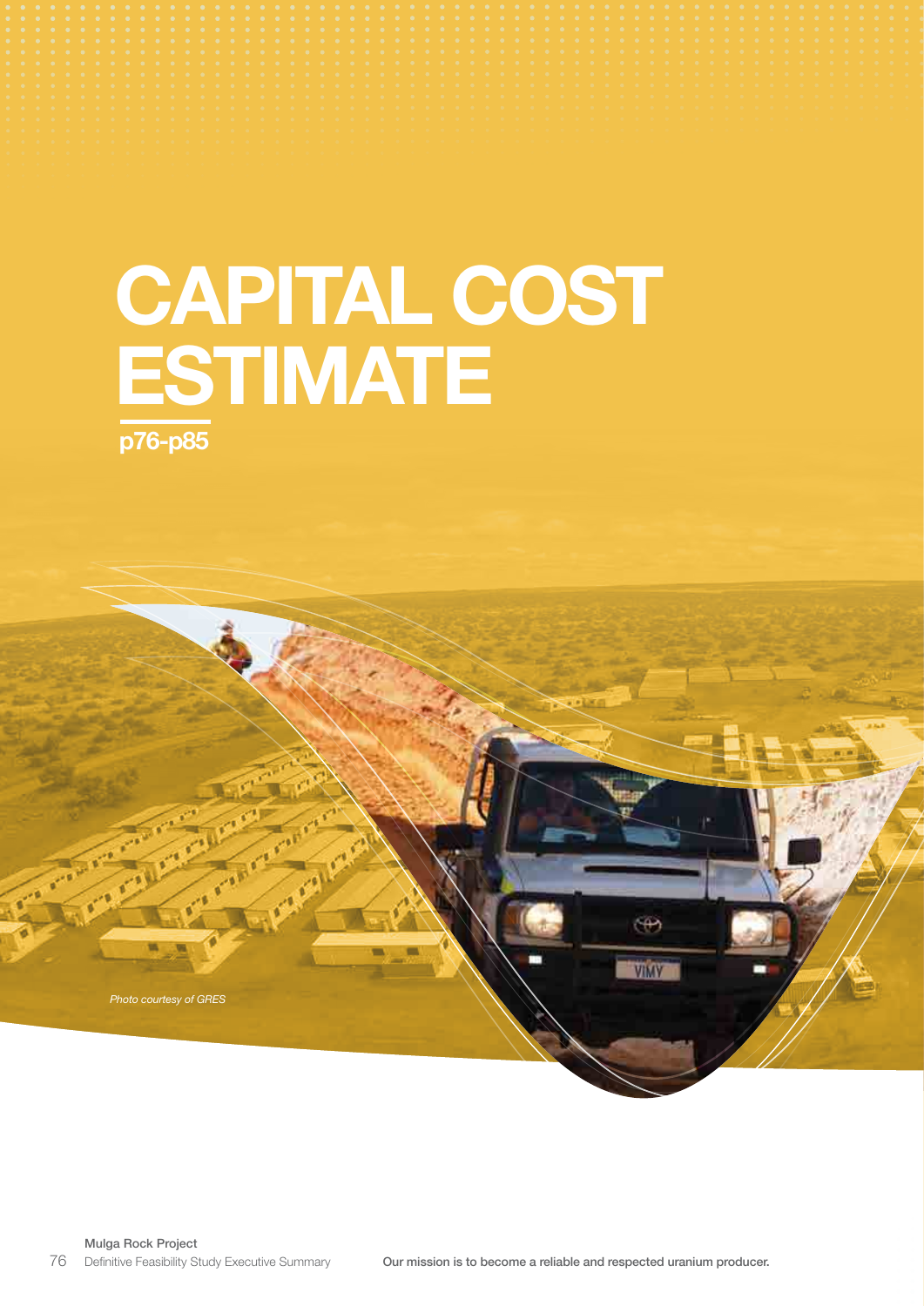# CAPITAL COST ESTIMATE

**p76-p85**

*Photo courtesy of GRES*

**Our mission is to become a reliable and respected uranium producer.**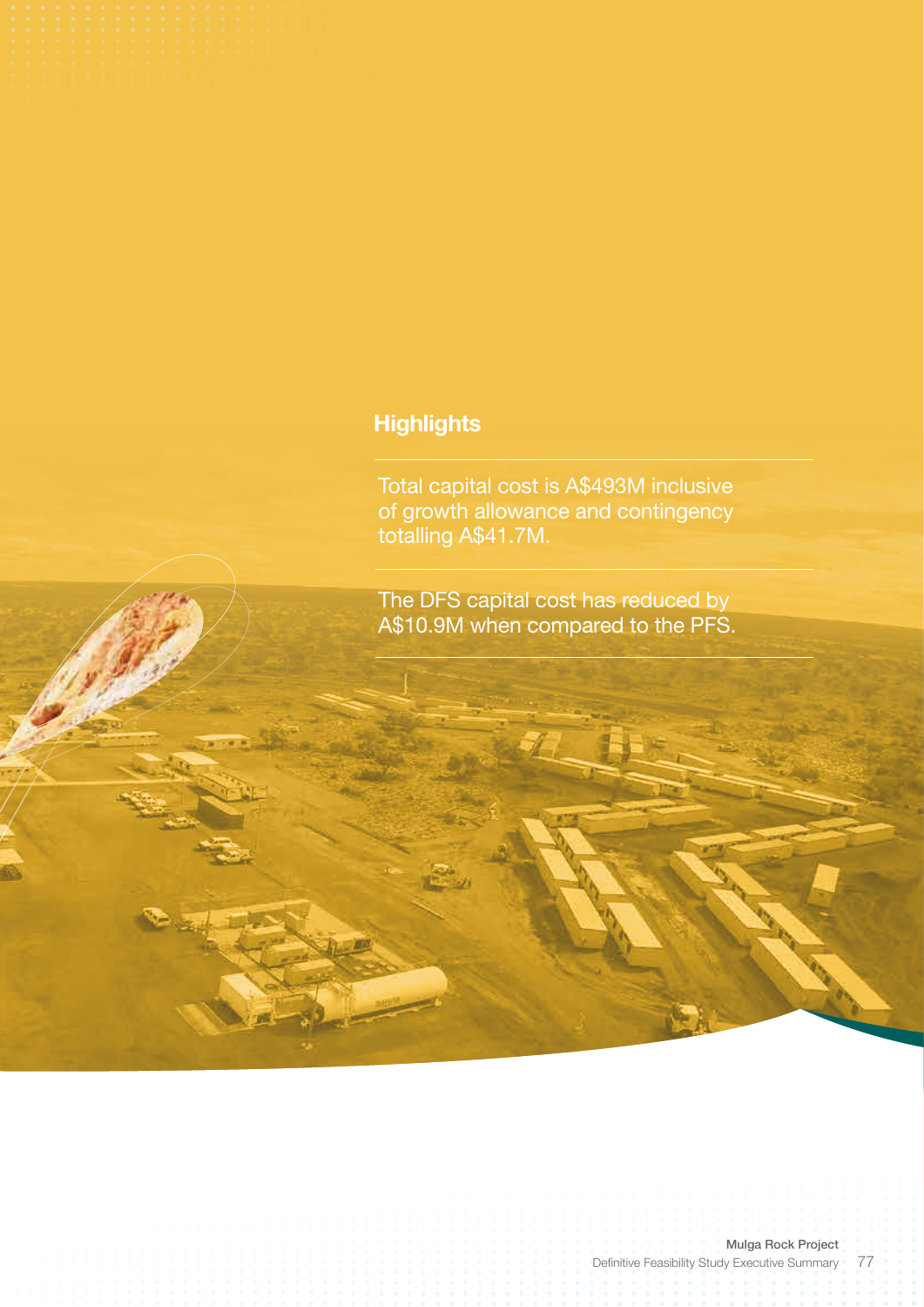## Highlights

Total capital cost is A$493M inclusive of growth allowance and contingency totalling A$41.7M.

The DFS capital cost has reduced by A$10.9M when compared to the PFS.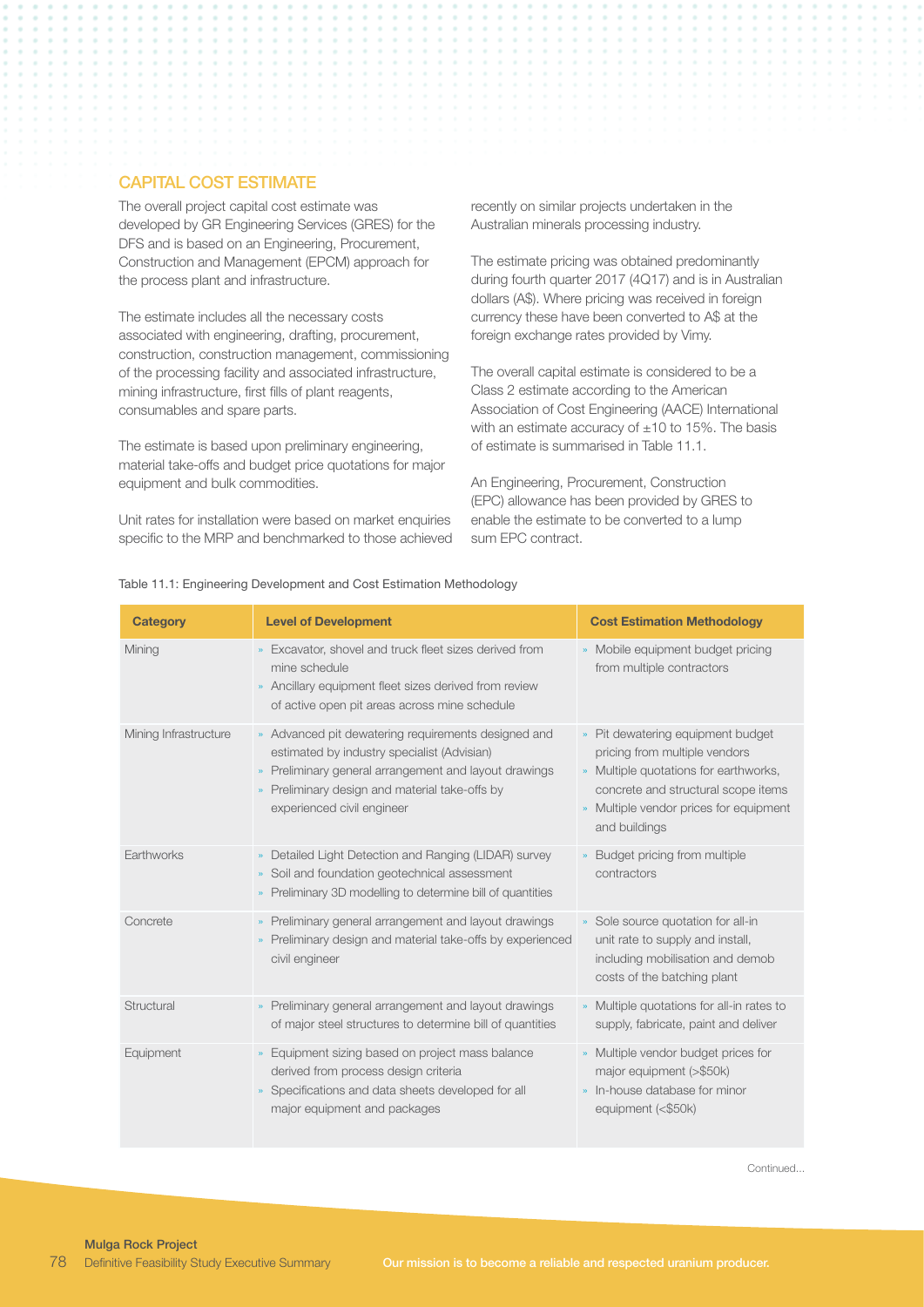## CAPITAL COST ESTIMATE

The overall project capital cost estimate was developed by GR Engineering Services (GRES) for the DFS and is based on an Engineering, Procurement, Construction and Management (EPCM) approach for the process plant and infrastructure.

The estimate includes all the necessary costs associated with engineering, drafting, procurement, construction, construction management, commissioning of the processing facility and associated infrastructure, mining infrastructure, first fills of plant reagents, consumables and spare parts.

The estimate is based upon preliminary engineering, material take-offs and budget price quotations for major equipment and bulk commodities.

Unit rates for installation were based on market enquiries specific to the MRP and benchmarked to those achieved recently on similar projects undertaken in the Australian minerals processing industry.

The estimate pricing was obtained predominantly during fourth quarter 2017 (4Q17) and is in Australian dollars (A$). Where pricing was received in foreign currency these have been converted to A$ at the foreign exchange rates provided by Vimy.

The overall capital estimate is considered to be a Class 2 estimate according to the American Association of Cost Engineering (AACE) International with an estimate accuracy of ±10 to 15%. The basis of estimate is summarised in Table 11.1.

An Engineering, Procurement, Construction (EPC) allowance has been provided by GRES to enable the estimate to be converted to a lump sum EPC contract.

Table 11.1: Engineering Development and Cost Estimation Methodology

| Category | Level of Development | Cost Estimation Methodology |
|---|---|---|
| Mining | » Excavator, shovel and truck fleet sizes derived from mine schedule<br>» Ancillary equipment fleet sizes derived from review of active open pit areas across mine schedule | » Mobile equipment budget pricing from multiple contractors |
| Mining Infrastructure | » Advanced pit dewatering requirements designed and estimated by industry specialist (Advisian)<br>» Preliminary general arrangement and layout drawings<br>» Preliminary design and material take-offs by experienced civil engineer | » Pit dewatering equipment budget pricing from multiple vendors<br>» Multiple quotations for earthworks, concrete and structural scope items<br>» Multiple vendor prices for equipment and buildings |
| Earthworks | » Detailed Light Detection and Ranging (LIDAR) survey<br>» Soil and foundation geotechnical assessment<br>» Preliminary 3D modelling to determine bill of quantities | » Budget pricing from multiple contractors |
| Concrete | » Preliminary general arrangement and layout drawings<br>» Preliminary design and material take-offs by experienced civil engineer | » Sole source quotation for all-in unit rate to supply and install, including mobilisation and demob costs of the batching plant |
| Structural | » Preliminary general arrangement and layout drawings of major steel structures to determine bill of quantities | » Multiple quotations for all-in rates to supply, fabricate, paint and deliver |
| Equipment | » Equipment sizing based on project mass balance derived from process design criteria<br>» Specifications and data sheets developed for all major equipment and packages | » Multiple vendor budget prices for major equipment (>$50k)<br>» In-house database for minor equipment (<$50k) |

Continued...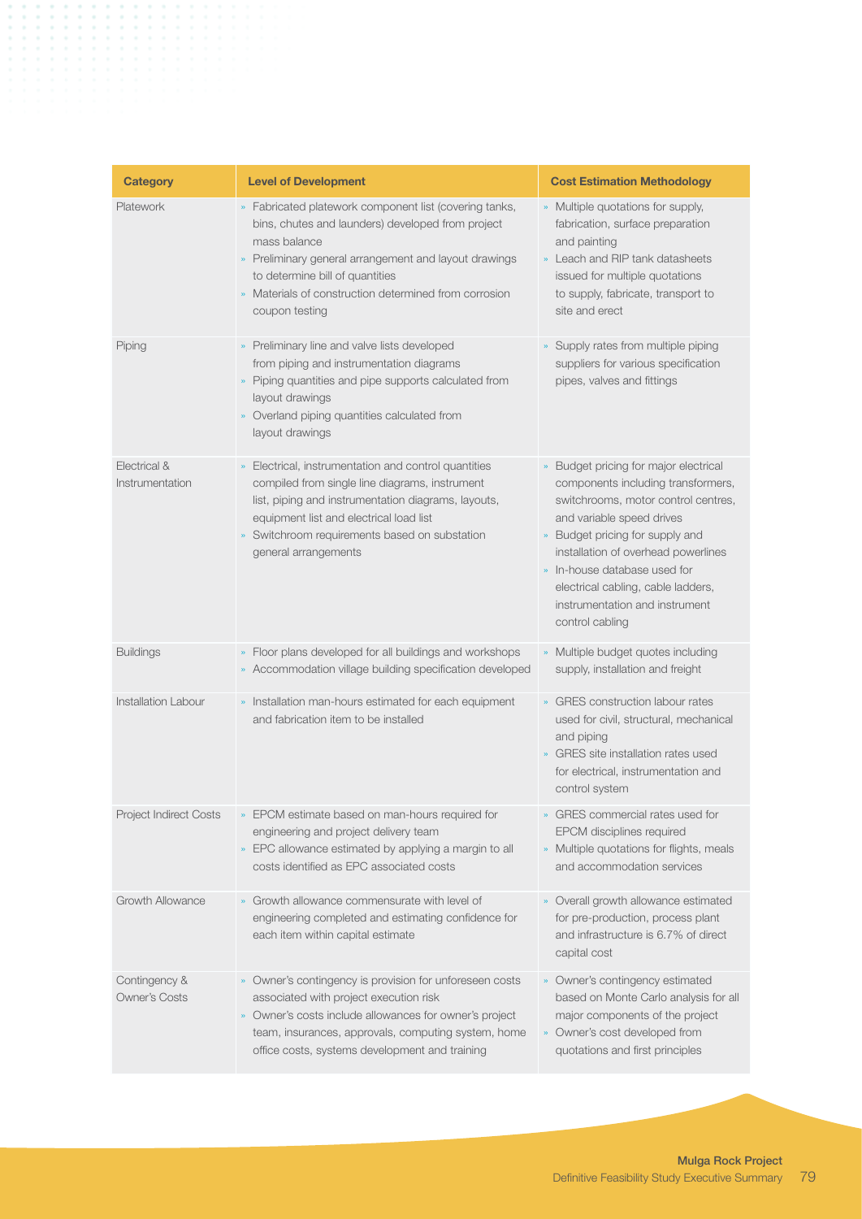| Category | Level of Development | Cost Estimation Methodology |
|---|---|---|
| Platework | » Fabricated platework component list (covering tanks, bins, chutes and launders) developed from project mass balance<br>» Preliminary general arrangement and layout drawings to determine bill of quantities<br>» Materials of construction determined from corrosion coupon testing | » Multiple quotations for supply, fabrication, surface preparation and painting<br>» Leach and RIP tank datasheets issued for multiple quotations to supply, fabricate, transport to site and erect |
| Piping | » Preliminary line and valve lists developed from piping and instrumentation diagrams<br>» Piping quantities and pipe supports calculated from layout drawings<br>» Overland piping quantities calculated from layout drawings | » Supply rates from multiple piping suppliers for various specification pipes, valves and fittings |
| Electrical & Instrumentation | » Electrical, instrumentation and control quantities compiled from single line diagrams, instrument list, piping and instrumentation diagrams, layouts, equipment list and electrical load list<br>» Switchroom requirements based on substation general arrangements | » Budget pricing for major electrical components including transformers, switchrooms, motor control centres, and variable speed drives<br>» Budget pricing for supply and installation of overhead powerlines<br>» In-house database used for electrical cabling, cable ladders, instrumentation and instrument control cabling |
| Buildings | » Floor plans developed for all buildings and workshops<br>» Accommodation village building specification developed | » Multiple budget quotes including supply, installation and freight |
| Installation Labour | » Installation man-hours estimated for each equipment and fabrication item to be installed | » GRES construction labour rates used for civil, structural, mechanical and piping<br>» GRES site installation rates used for electrical, instrumentation and control system |
| Project Indirect Costs | » EPCM estimate based on man-hours required for engineering and project delivery team<br>» EPC allowance estimated by applying a margin to all costs identified as EPC associated costs | » GRES commercial rates used for EPCM disciplines required<br>» Multiple quotations for flights, meals and accommodation services |
| Growth Allowance | » Growth allowance commensurate with level of engineering completed and estimating confidence for each item within capital estimate | » Overall growth allowance estimated for pre-production, process plant and infrastructure is 6.7% of direct capital cost |
| Contingency & Owner's Costs | » Owner's contingency is provision for unforeseen costs associated with project execution risk<br>» Owner's costs include allowances for owner's project team, insurances, approvals, computing system, home office costs, systems development and training | » Owner's contingency estimated based on Monte Carlo analysis for all major components of the project<br>» Owner's cost developed from quotations and first principles |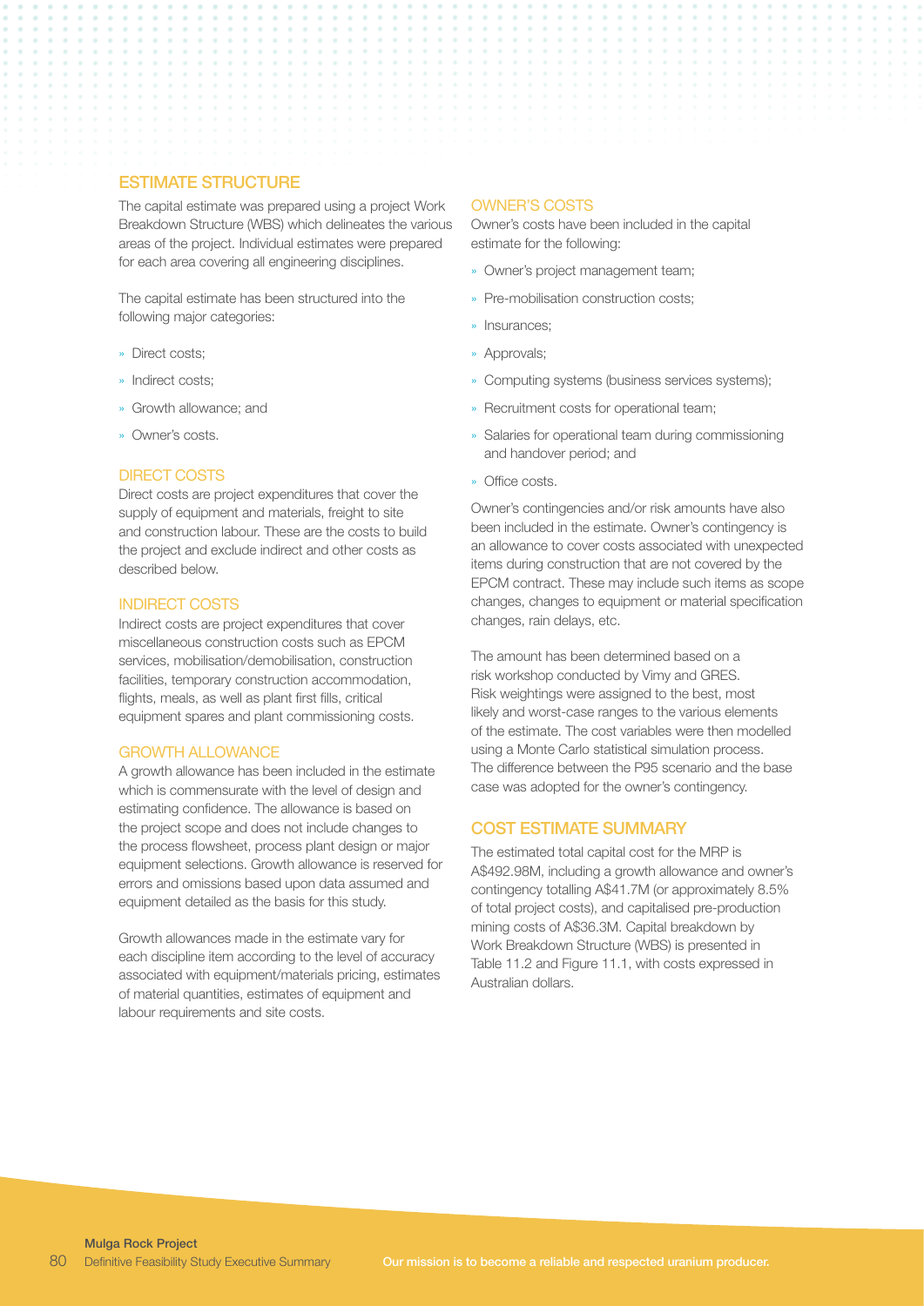## ESTIMATE STRUCTURE

The capital estimate was prepared using a project Work Breakdown Structure (WBS) which delineates the various areas of the project. Individual estimates were prepared for each area covering all engineering disciplines.

The capital estimate has been structured into the following major categories:

- Direct costs;
- Indirect costs;
- Growth allowance; and
- Owner's costs.

### DIRECT COSTS

Direct costs are project expenditures that cover the supply of equipment and materials, freight to site and construction labour. These are the costs to build the project and exclude indirect and other costs as described below.

### INDIRECT COSTS

Indirect costs are project expenditures that cover miscellaneous construction costs such as EPCM services, mobilisation/demobilisation, construction facilities, temporary construction accommodation, flights, meals, as well as plant first fills, critical equipment spares and plant commissioning costs.

### GROWTH ALLOWANCE

A growth allowance has been included in the estimate which is commensurate with the level of design and estimating confidence. The allowance is based on the project scope and does not include changes to the process flowsheet, process plant design or major equipment selections. Growth allowance is reserved for errors and omissions based upon data assumed and equipment detailed as the basis for this study.

Growth allowances made in the estimate vary for each discipline item according to the level of accuracy associated with equipment/materials pricing, estimates of material quantities, estimates of equipment and labour requirements and site costs.

### OWNER'S COSTS

Owner's costs have been included in the capital estimate for the following:

- Owner's project management team;
- Pre-mobilisation construction costs;
- Insurances;
- Approvals;
- Computing systems (business services systems);
- Recruitment costs for operational team;
- Salaries for operational team during commissioning and handover period; and
- Office costs.

Owner's contingencies and/or risk amounts have also been included in the estimate. Owner's contingency is an allowance to cover costs associated with unexpected items during construction that are not covered by the EPCM contract. These may include such items as scope changes, changes to equipment or material specification changes, rain delays, etc.

The amount has been determined based on a risk workshop conducted by Vimy and GRES. Risk weightings were assigned to the best, most likely and worst-case ranges to the various elements of the estimate. The cost variables were then modelled using a Monte Carlo statistical simulation process. The difference between the P95 scenario and the base case was adopted for the owner's contingency.

## COST ESTIMATE SUMMARY

The estimated total capital cost for the MRP is A$492.98M, including a growth allowance and owner's contingency totalling A$41.7M (or approximately 8.5% of total project costs), and capitalised pre-production mining costs of A$36.3M. Capital breakdown by Work Breakdown Structure (WBS) is presented in Table 11.2 and Figure 11.1, with costs expressed in Australian dollars.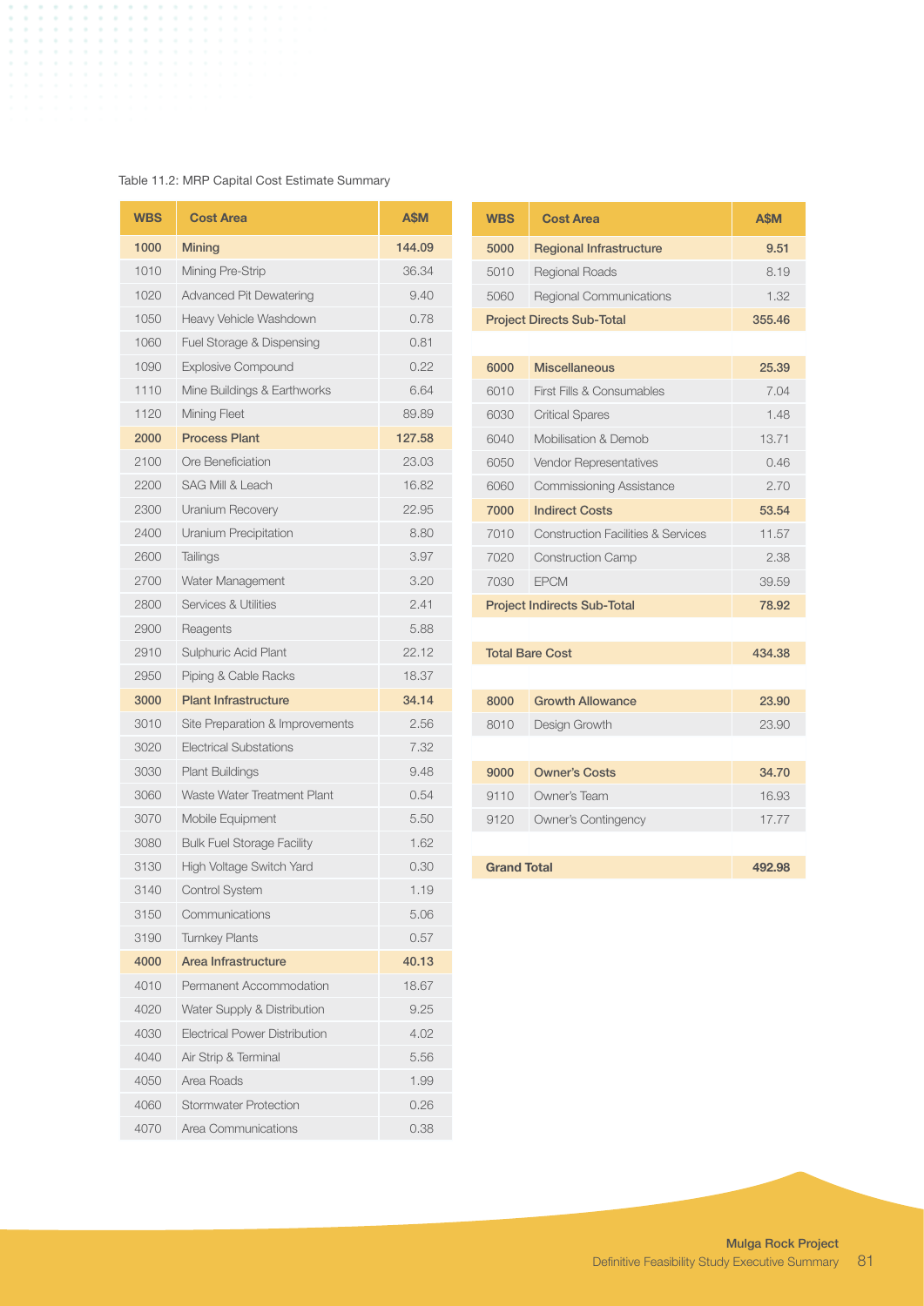Table 11.2: MRP Capital Cost Estimate Summary

| WBS | Cost Area | A$M |
|---|---|---|
| **1000** | **Mining** | **144.09** |
| 1010 | Mining Pre-Strip | 36.34 |
| 1020 | Advanced Pit Dewatering | 9.40 |
| 1050 | Heavy Vehicle Washdown | 0.78 |
| 1060 | Fuel Storage & Dispensing | 0.81 |
| 1090 | Explosive Compound | 0.22 |
| 1110 | Mine Buildings & Earthworks | 6.64 |
| 1120 | Mining Fleet | 89.89 |
| **2000** | **Process Plant** | **127.58** |
| 2100 | Ore Beneficiation | 23.03 |
| 2200 | SAG Mill & Leach | 16.82 |
| 2300 | Uranium Recovery | 22.95 |
| 2400 | Uranium Precipitation | 8.80 |
| 2600 | Tailings | 3.97 |
| 2700 | Water Management | 3.20 |
| 2800 | Services & Utilities | 2.41 |
| 2900 | Reagents | 5.88 |
| 2910 | Sulphuric Acid Plant | 22.12 |
| 2950 | Piping & Cable Racks | 18.37 |
| **3000** | **Plant Infrastructure** | **34.14** |
| 3010 | Site Preparation & Improvements | 2.56 |
| 3020 | Electrical Substations | 7.32 |
| 3030 | Plant Buildings | 9.48 |
| 3060 | Waste Water Treatment Plant | 0.54 |
| 3070 | Mobile Equipment | 5.50 |
| 3080 | Bulk Fuel Storage Facility | 1.62 |
| 3130 | High Voltage Switch Yard | 0.30 |
| 3140 | Control System | 1.19 |
| 3150 | Communications | 5.06 |
| 3190 | Turnkey Plants | 0.57 |
| **4000** | **Area Infrastructure** | **40.13** |
| 4010 | Permanent Accommodation | 18.67 |
| 4020 | Water Supply & Distribution | 9.25 |
| 4030 | Electrical Power Distribution | 4.02 |
| 4040 | Air Strip & Terminal | 5.56 |
| 4050 | Area Roads | 1.99 |
| 4060 | Stormwater Protection | 0.26 |
| 4070 | Area Communications | 0.38 |
| **5000** | **Regional Infrastructure** | **9.51** |
| 5010 | Regional Roads | 8.19 |
| 5060 | Regional Communications | 1.32 |
| **Project Directs Sub-Total** | | **355.46** |
| **6000** | **Miscellaneous** | **25.39** |
| 6010 | First Fills & Consumables | 7.04 |
| 6030 | Critical Spares | 1.48 |
| 6040 | Mobilisation & Demob | 13.71 |
| 6050 | Vendor Representatives | 0.46 |
| 6060 | Commissioning Assistance | 2.70 |
| **7000** | **Indirect Costs** | **53.54** |
| 7010 | Construction Facilities & Services | 11.57 |
| 7020 | Construction Camp | 2.38 |
| 7030 | EPCM | 39.59 |
| **Project Indirects Sub-Total** | | **78.92** |
| **Total Bare Cost** | | **434.38** |
| **8000** | **Growth Allowance** | **23.90** |
| 8010 | Design Growth | 23.90 |
| **9000** | **Owner's Costs** | **34.70** |
| 9110 | Owner's Team | 16.93 |
| 9120 | Owner's Contingency | 17.77 |
| **Grand Total** | | **492.98** |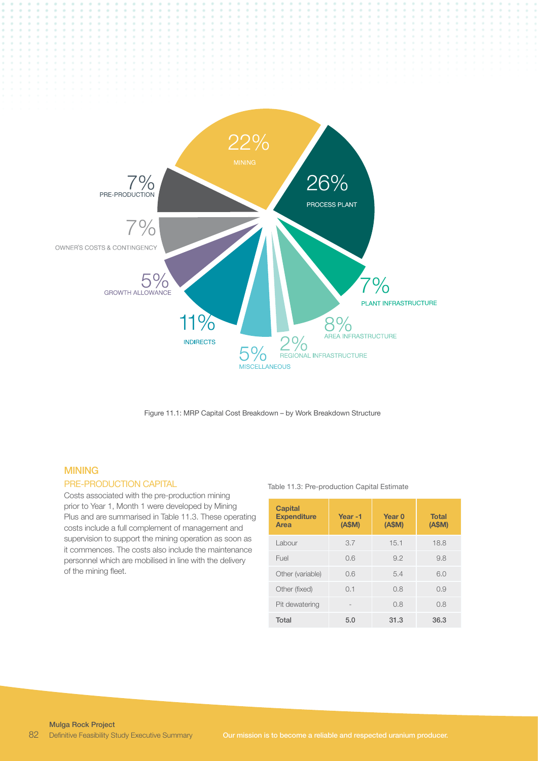22% MINING

26% PROCESS PLANT

7% PLANT INFRASTRUCTURE

8% AREA INFRASTRUCTURE

2% REGIONAL INFRASTRUCTURE

5% MISCELLANEOUS

11% INDIRECTS

5% GROWTH ALLOWANCE

7% OWNER'S COSTS & CONTINGENCY

7% PRE-PRODUCTION

Figure 11.1: MRP Capital Cost Breakdown – by Work Breakdown Structure

## MINING

### PRE-PRODUCTION CAPITAL

Costs associated with the pre-production mining prior to Year 1, Month 1 were developed by Mining Plus and are summarised in Table 11.3. These operating costs include a full complement of management and supervision to support the mining operation as soon as it commences. The costs also include the maintenance personnel which are mobilised in line with the delivery of the mining fleet.

Table 11.3: Pre-production Capital Estimate

| Capital Expenditure Area | Year -1 (A$M) | Year 0 (A$M) | Total (A$M) |
|---|---|---|---|
| Labour | 3.7 | 15.1 | 18.8 |
| Fuel | 0.6 | 9.2 | 9.8 |
| Other (variable) | 0.6 | 5.4 | 6.0 |
| Other (fixed) | 0.1 | 0.8 | 0.9 |
| Pit dewatering | - | 0.8 | 0.8 |
| **Total** | **5.0** | **31.3** | **36.3** |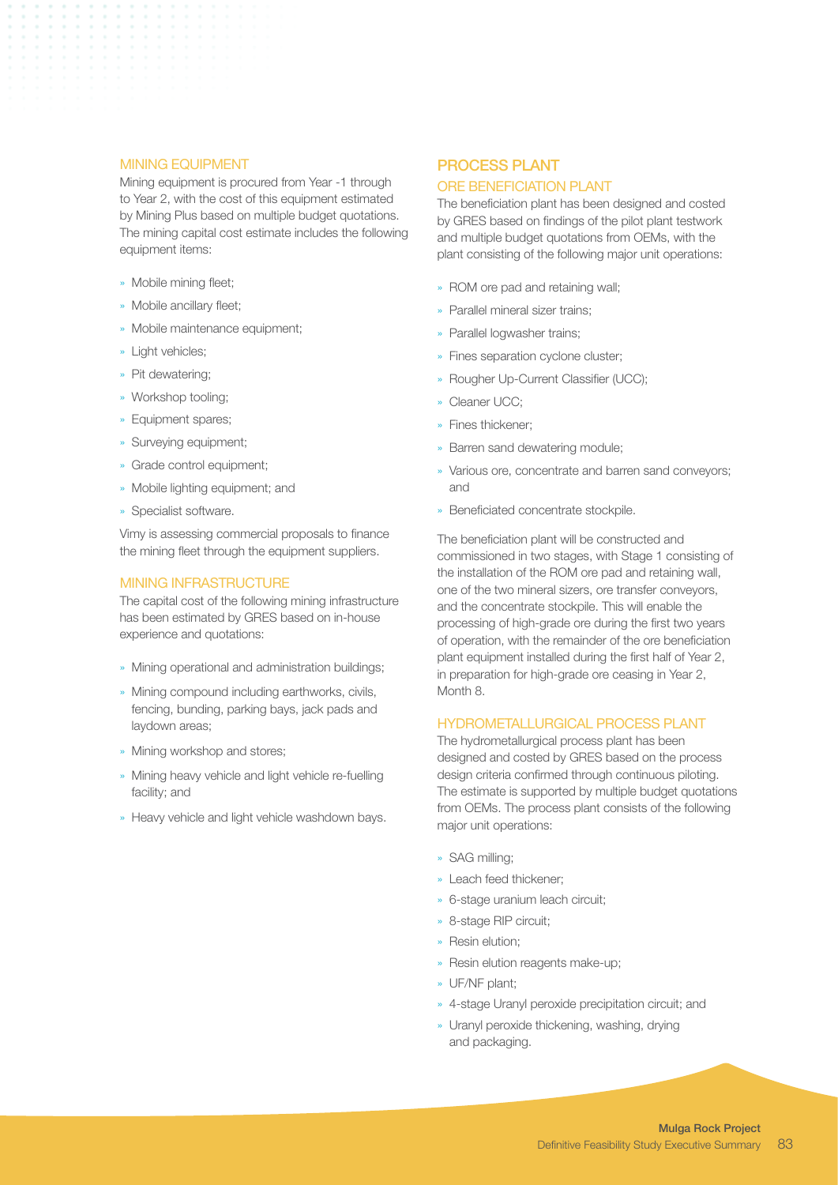### MINING EQUIPMENT

Mining equipment is procured from Year -1 through to Year 2, with the cost of this equipment estimated by Mining Plus based on multiple budget quotations. The mining capital cost estimate includes the following equipment items:

- Mobile mining fleet;
- Mobile ancillary fleet;
- Mobile maintenance equipment;
- Light vehicles;
- Pit dewatering;
- Workshop tooling;
- Equipment spares;
- Surveying equipment;
- Grade control equipment;
- Mobile lighting equipment; and
- Specialist software.

Vimy is assessing commercial proposals to finance the mining fleet through the equipment suppliers.

### MINING INFRASTRUCTURE

The capital cost of the following mining infrastructure has been estimated by GRES based on in-house experience and quotations:

- Mining operational and administration buildings;
- Mining compound including earthworks, civils, fencing, bunding, parking bays, jack pads and laydown areas;
- Mining workshop and stores;
- Mining heavy vehicle and light vehicle re-fuelling facility; and
- Heavy vehicle and light vehicle washdown bays.

## PROCESS PLANT

### ORE BENEFICIATION PLANT

The beneficiation plant has been designed and costed by GRES based on findings of the pilot plant testwork and multiple budget quotations from OEMs, with the plant consisting of the following major unit operations:

- ROM ore pad and retaining wall;
- Parallel mineral sizer trains;
- Parallel logwasher trains;
- Fines separation cyclone cluster;
- Rougher Up-Current Classifier (UCC);
- Cleaner UCC;
- Fines thickener;
- Barren sand dewatering module;
- Various ore, concentrate and barren sand conveyors; and
- Beneficiated concentrate stockpile.

The beneficiation plant will be constructed and commissioned in two stages, with Stage 1 consisting of the installation of the ROM ore pad and retaining wall, one of the two mineral sizers, ore transfer conveyors, and the concentrate stockpile. This will enable the processing of high-grade ore during the first two years of operation, with the remainder of the ore beneficiation plant equipment installed during the first half of Year 2, in preparation for high-grade ore ceasing in Year 2, Month 8.

### HYDROMETALLURGICAL PROCESS PLANT

The hydrometallurgical process plant has been designed and costed by GRES based on the process design criteria confirmed through continuous piloting. The estimate is supported by multiple budget quotations from OEMs. The process plant consists of the following major unit operations:

- SAG milling;
- Leach feed thickener;
- 6-stage uranium leach circuit;
- 8-stage RIP circuit;
- Resin elution;
- Resin elution reagents make-up;
- UF/NF plant;
- 4-stage Uranyl peroxide precipitation circuit; and
- Uranyl peroxide thickening, washing, drying and packaging.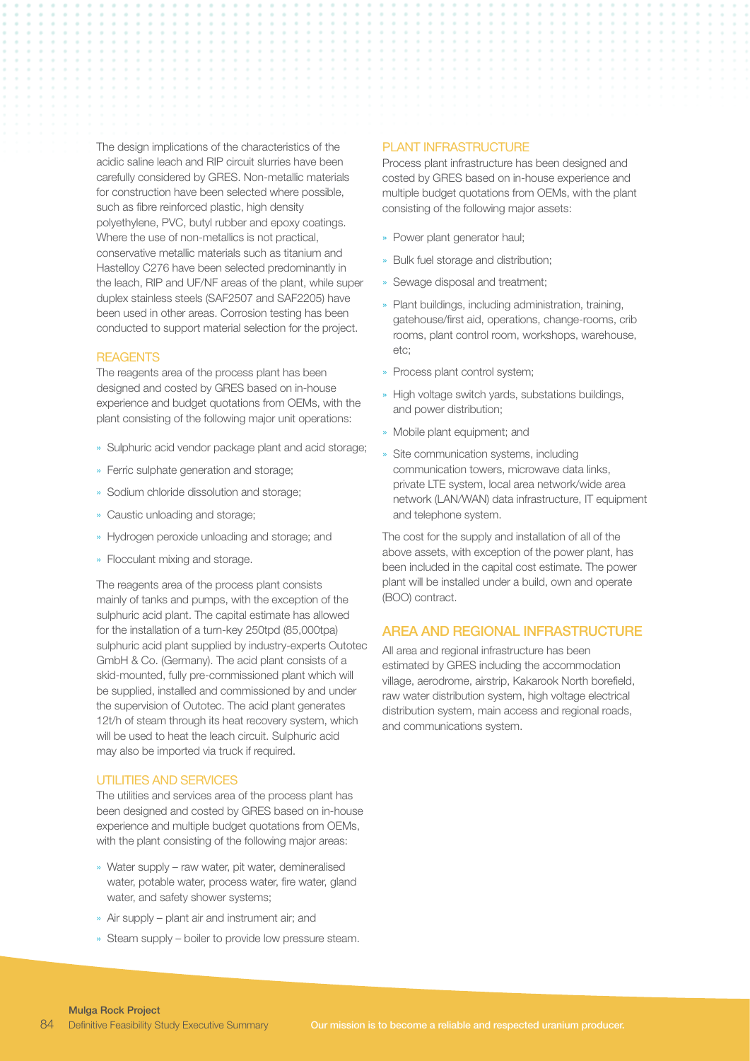The design implications of the characteristics of the acidic saline leach and RIP circuit slurries have been carefully considered by GRES. Non-metallic materials for construction have been selected where possible, such as fibre reinforced plastic, high density polyethylene, PVC, butyl rubber and epoxy coatings. Where the use of non-metallics is not practical, conservative metallic materials such as titanium and Hastelloy C276 have been selected predominantly in the leach, RIP and UF/NF areas of the plant, while super duplex stainless steels (SAF2507 and SAF2205) have been used in other areas. Corrosion testing has been conducted to support material selection for the project.

### REAGENTS

The reagents area of the process plant has been designed and costed by GRES based on in-house experience and budget quotations from OEMs, with the plant consisting of the following major unit operations:

- Sulphuric acid vendor package plant and acid storage;
- Ferric sulphate generation and storage;
- Sodium chloride dissolution and storage;
- Caustic unloading and storage;
- Hydrogen peroxide unloading and storage; and
- Flocculant mixing and storage.

The reagents area of the process plant consists mainly of tanks and pumps, with the exception of the sulphuric acid plant. The capital estimate has allowed for the installation of a turn-key 250tpd (85,000tpa) sulphuric acid plant supplied by industry-experts Outotec GmbH & Co. (Germany). The acid plant consists of a skid-mounted, fully pre-commissioned plant which will be supplied, installed and commissioned by and under the supervision of Outotec. The acid plant generates 12t/h of steam through its heat recovery system, which will be used to heat the leach circuit. Sulphuric acid may also be imported via truck if required.

### UTILITIES AND SERVICES

The utilities and services area of the process plant has been designed and costed by GRES based on in-house experience and multiple budget quotations from OEMs, with the plant consisting of the following major areas:

- Water supply – raw water, pit water, demineralised water, potable water, process water, fire water, gland water, and safety shower systems;
- Air supply – plant air and instrument air; and
- Steam supply – boiler to provide low pressure steam.

### PLANT INFRASTRUCTURE

Process plant infrastructure has been designed and costed by GRES based on in-house experience and multiple budget quotations from OEMs, with the plant consisting of the following major assets:

- Power plant generator haul;
- Bulk fuel storage and distribution;
- Sewage disposal and treatment;
- Plant buildings, including administration, training, gatehouse/first aid, operations, change-rooms, crib rooms, plant control room, workshops, warehouse, etc;
- Process plant control system;
- High voltage switch yards, substations buildings, and power distribution;
- Mobile plant equipment; and
- Site communication systems, including communication towers, microwave data links, private LTE system, local area network/wide area network (LAN/WAN) data infrastructure, IT equipment and telephone system.

The cost for the supply and installation of all of the above assets, with exception of the power plant, has been included in the capital cost estimate. The power plant will be installed under a build, own and operate (BOO) contract.

## AREA AND REGIONAL INFRASTRUCTURE

All area and regional infrastructure has been estimated by GRES including the accommodation village, aerodrome, airstrip, Kakarook North borefield, raw water distribution system, high voltage electrical distribution system, main access and regional roads, and communications system.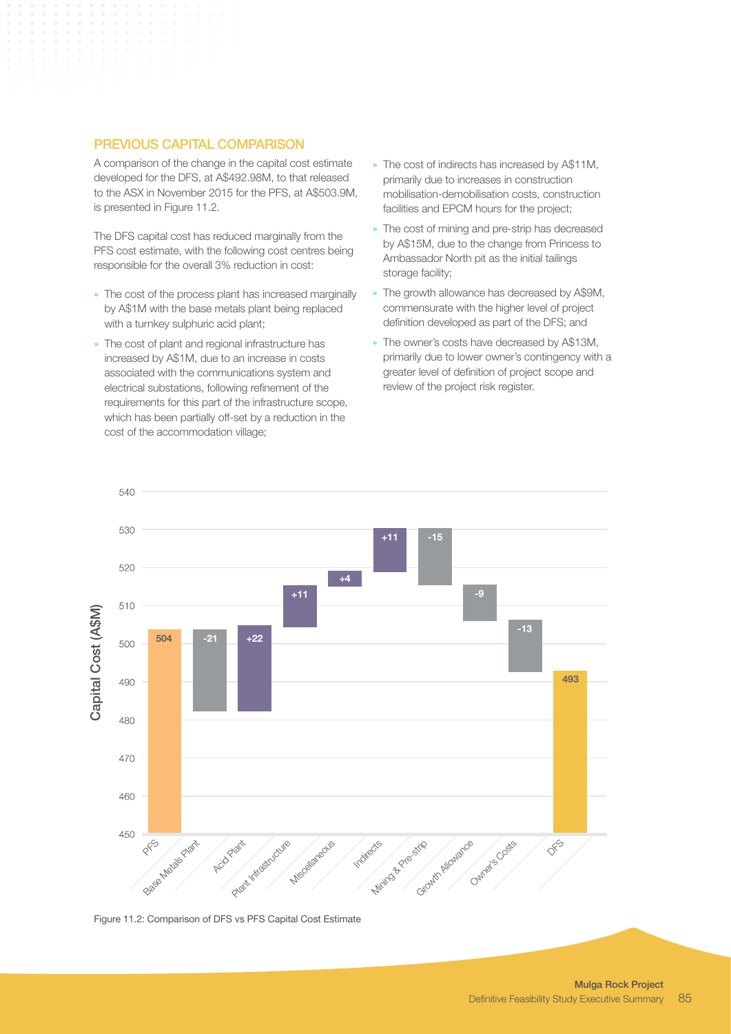## PREVIOUS CAPITAL COMPARISON

A comparison of the change in the capital cost estimate developed for the DFS, at A$492.98M, to that released to the ASX in November 2015 for the PFS, at A$503.9M, is presented in Figure 11.2.

The DFS capital cost has reduced marginally from the PFS cost estimate, with the following cost centres being responsible for the overall 3% reduction in cost:

- The cost of the process plant has increased marginally by A$1M with the base metals plant being replaced with a turnkey sulphuric acid plant;
- The cost of plant and regional infrastructure has increased by A$1M, due to an increase in costs associated with the communications system and electrical substations, following refinement of the requirements for this part of the infrastructure scope, which has been partially off-set by a reduction in the cost of the accommodation village;
- The cost of indirects has increased by A$11M, primarily due to increases in construction mobilisation-demobilisation costs, construction facilities and EPCM hours for the project;
- The cost of mining and pre-strip has decreased by A$15M, due to the change from Princess to Ambassador North pit as the initial tailings storage facility;
- The growth allowance has decreased by A$9M, commensurate with the higher level of project definition developed as part of the DFS; and
- The owner's costs have decreased by A$13M, primarily due to lower owner's contingency with a greater level of project scope and review of the project risk register.

Capital Cost (A$M)

540
530
520
510
500
490
480
470
460
450

504
-21
+22
+11
+4
+11
-15
-9
-13
493

PFS
Base Metals Plant
Acid Plant
Plant Infrastructure
Miscellaneous
Indirects
Mining & Pre-strip
Growth Allowance
Owner's Costs
DFS

Figure 11.2: Comparison of DFS vs PFS Capital Cost Estimate